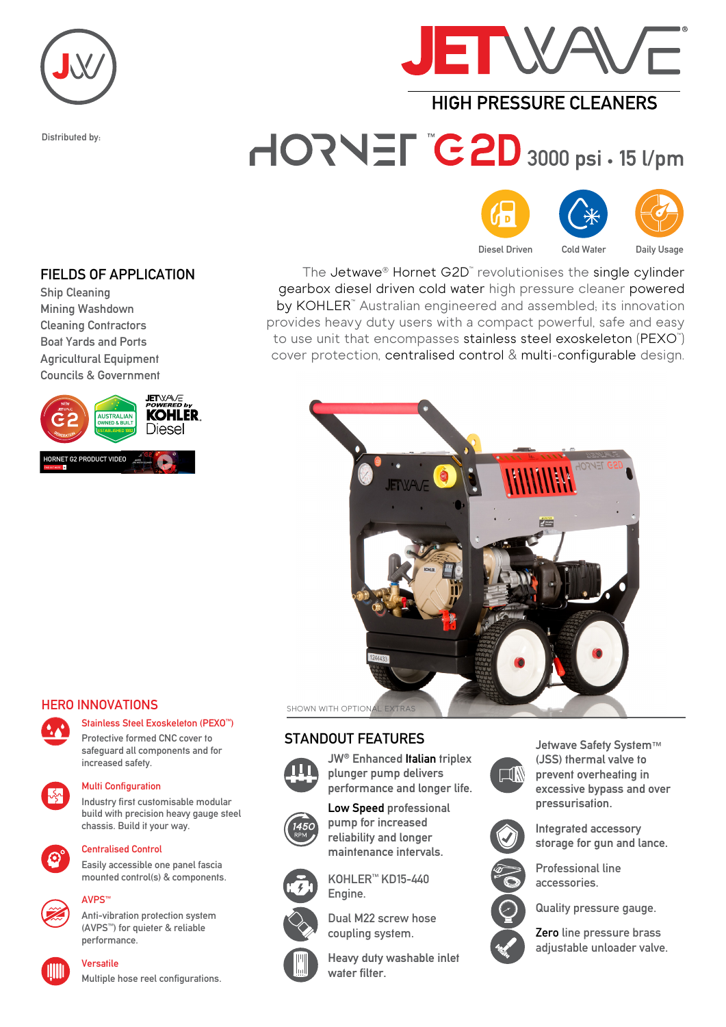# JETWAVE®

## HIGH PRESSURE CLEANERS

Distributed by:

# HORNET™ G2D 3000 psi • 15 l/pm

Diesel Driven | Cold Water | Daily Usage

## FIELDS OF APPLICATION

- Ship Cleaning
- Mining Washdown
- Cleaning Contractors
- Boat Yards and Ports
- Agricultural Equipment
- Councils & Government

JETWAVE POWERED by KOHLER Diesel

AUSTRALIAN OWNED & BUILT ESTABLISHED 1992

HORNET G2 PRODUCT VIDEO

The Jetwave® Hornet G2D™ revolutionises the single cylinder gearbox diesel driven cold water high pressure cleaner powered by KOHLER™ Australian engineered and assembled; its innovation provides heavy duty users with a compact powerful, safe and easy to use unit that encompasses stainless steel exoskeleton (PEXO™) cover protection, centralised control & multi-configurable design.

SHOWN WITH OPTIONAL EXTRAS

## HERO INNOVATIONS

**Stainless Steel Exoskeleton (PEXO™)**
Protective formed CNC cover to safeguard all components and for increased safety.

**Multi Configuration**
Industry first customisable modular build with precision heavy gauge steel chassis. Build it your way.

**Centralised Control**
Easily accessible one panel fascia mounted control(s) & components.

**AVPS™**
Anti-vibration protection system (AVPS™) for quieter & reliable performance.

**Versatile**
Multiple hose reel configurations.

## STANDOUT FEATURES

- JW® Enhanced **Italian** triplex plunger pump delivers performance and longer life.
- **Low Speed** professional pump for increased reliability and longer maintenance intervals. (1450 RPM)
- KOHLER™ KD15-440 Engine.
- Dual M22 screw hose coupling system.
- Heavy duty washable inlet water filter.
- Jetwave Safety System™ (JSS) thermal valve to prevent overheating in excessive bypass and over pressurisation.
- Integrated accessory storage for gun and lance.
- Professional line accessories.
- Quality pressure gauge.
- **Zero** line pressure brass adjustable unloader valve.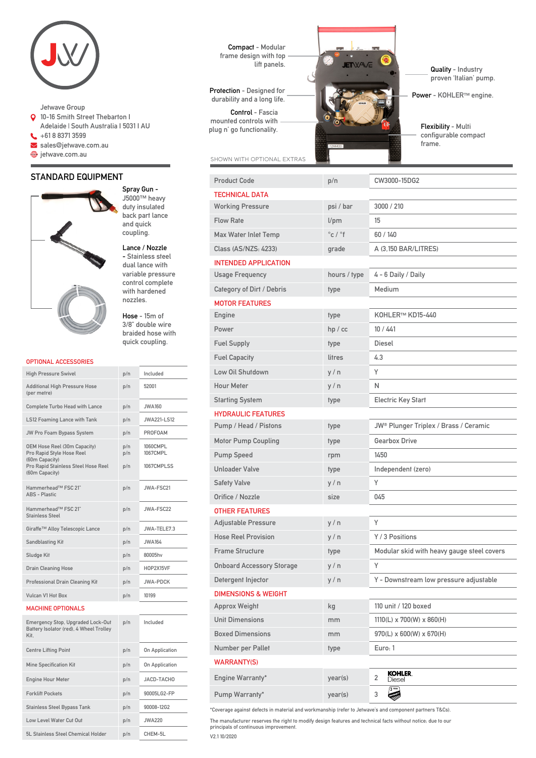Jetwave Group
10-16 Smith Street Thebarton I
Adelaide I South Australia I 5031 I AU
+61 8 8371 3599
sales@jetwave.com.au
jetwave.com.au

**Compact** - Modular frame design with top lift panels.

**Protection** - Designed for durability and a long life.

**Control** - Fascia mounted controls with plug n' go functionality.

**Quality** - Industry proven 'Italian' pump.

**Power** - KOHLER™ engine.

**Flexibility** - Multi configurable compact frame.

SHOWN WITH OPTIONAL EXTRAS

## STANDARD EQUIPMENT

**Spray Gun** - J5000™ heavy duty insulated back part lance and quick coupling.

**Lance / Nozzle** - Stainless steel dual lance with variable pressure control complete with hardened nozzles.

**Hose** - 15m of 3/8" double wire braided hose with quick coupling.

## OPTIONAL ACCESSORIES

| | | |
|---|---|---|
| High Pressure Swivel | p/n | Included |
| Additional High Pressure Hose (per metre) | p/n | 52001 |
| Complete Turbo Head with Lance | p/n | JWA160 |
| LS12 Foaming Lance with Tank | p/n | JWA221-LS12 |
| JW Pro Foam Bypass System | p/n | PROFOAM |
| OEM Hose Reel (30m Capacity) | p/n | 1060CMPL |
| Pro Rapid Style Hose Reel (60m Capacity) | p/n | 1067CMPL |
| Pro Rapid Stainless Steel Hose Reel (60m Capacity) | p/n | 1067CMPLSS |
| Hammerhead™ FSC 21" ABS - Plastic | p/n | JWA-FSC21 |
| Hammerhead™ FSC 21" Stainless Steel | p/n | JWA-FSC22 |
| Giraffe™ Alloy Telescopic Lance | p/n | JWA-TELE7.3 |
| Sandblasting Kit | p/n | JWA164 |
| Sludge Kit | p/n | 80005hv |
| Drain Cleaning Hose | p/n | HOP2X15VF |
| Professional Drain Cleaning Kit | p/n | JWA-PDCK |
| Vulcan V1 Hot Box | p/n | 10199 |

## MACHINE OPTIONALS

| | | |
|---|---|---|
| Emergency Stop, Upgraded Lock-Out Battery Isolator (red), 4 Wheel Trolley Kit. | p/n | Included |
| Centre Lifting Point | p/n | On Application |
| Mine Specification Kit | p/n | On Application |
| Engine Hour Meter | p/n | JACD-TACHO |
| Forklift Pockets | p/n | 90005LG2-FP |
| Stainless Steel Bypass Tank | p/n | 90008-12G2 |
| Low Level Water Cut Out | p/n | JWA220 |
| 5L Stainless Steel Chemical Holder | p/n | CHEM-5L |

| Product Code | p/n | CW3000-15DG2 |
|---|---|---|
| **TECHNICAL DATA** | | |
| Working Pressure | psi / bar | 3000 / 210 |
| Flow Rate | l/pm | 15 |
| Max Water Inlet Temp | °c / °f | 60 / 140 |
| Class (AS/NZS: 4233) | grade | A (3,150 BAR/LITRES) |
| **INTENDED APPLICATION** | | |
| Usage Frequency | hours / type | 4 - 6 Daily / Daily |
| Category of Dirt / Debris | type | Medium |
| **MOTOR FEATURES** | | |
| Engine | type | KOHLER™ KD15-440 |
| Power | hp / cc | 10 / 441 |
| Fuel Supply | type | Diesel |
| Fuel Capacity | litres | 4.3 |
| Low Oil Shutdown | y / n | Y |
| Hour Meter | y / n | N |
| Starting System | type | Electric Key Start |
| **HYDRAULIC FEATURES** | | |
| Pump / Head / Pistons | type | JW® Plunger Triplex / Brass / Ceramic |
| Motor Pump Coupling | type | Gearbox Drive |
| Pump Speed | rpm | 1450 |
| Unloader Valve | type | Independent (zero) |
| Safety Valve | y / n | Y |
| Orifice / Nozzle | size | 045 |
| **OTHER FEATURES** | | |
| Adjustable Pressure | y / n | Y |
| Hose Reel Provision | y / n | Y / 3 Positions |
| Frame Structure | type | Modular skid with heavy gauge steel covers |
| Onboard Accessory Storage | y / n | Y |
| Detergent Injector | y / n | Y - Downstream low pressure adjustable |
| **DIMENSIONS & WEIGHT** | | |
| Approx Weight | kg | 110 unit / 120 boxed |
| Unit Dimensions | mm | 1110(L) x 700(W) x 860(H) |
| Boxed Dimensions | mm | 970(L) x 600(W) x 670(H) |
| Number per Pallet | type | Euro: 1 |
| **WARRANTY(S)** | | |
| Engine Warranty* | year(s) | 2 KOHLER. Diesel |
| Pump Warranty* | year(s) | 3 |

*Coverage against defects in material and workmanship (refer to Jetwave's and component partners T&Cs).

The manufacturer reserves the right to modify design features and technical facts without notice; due to our principals of continuous improvement.

V2.1 10/2020